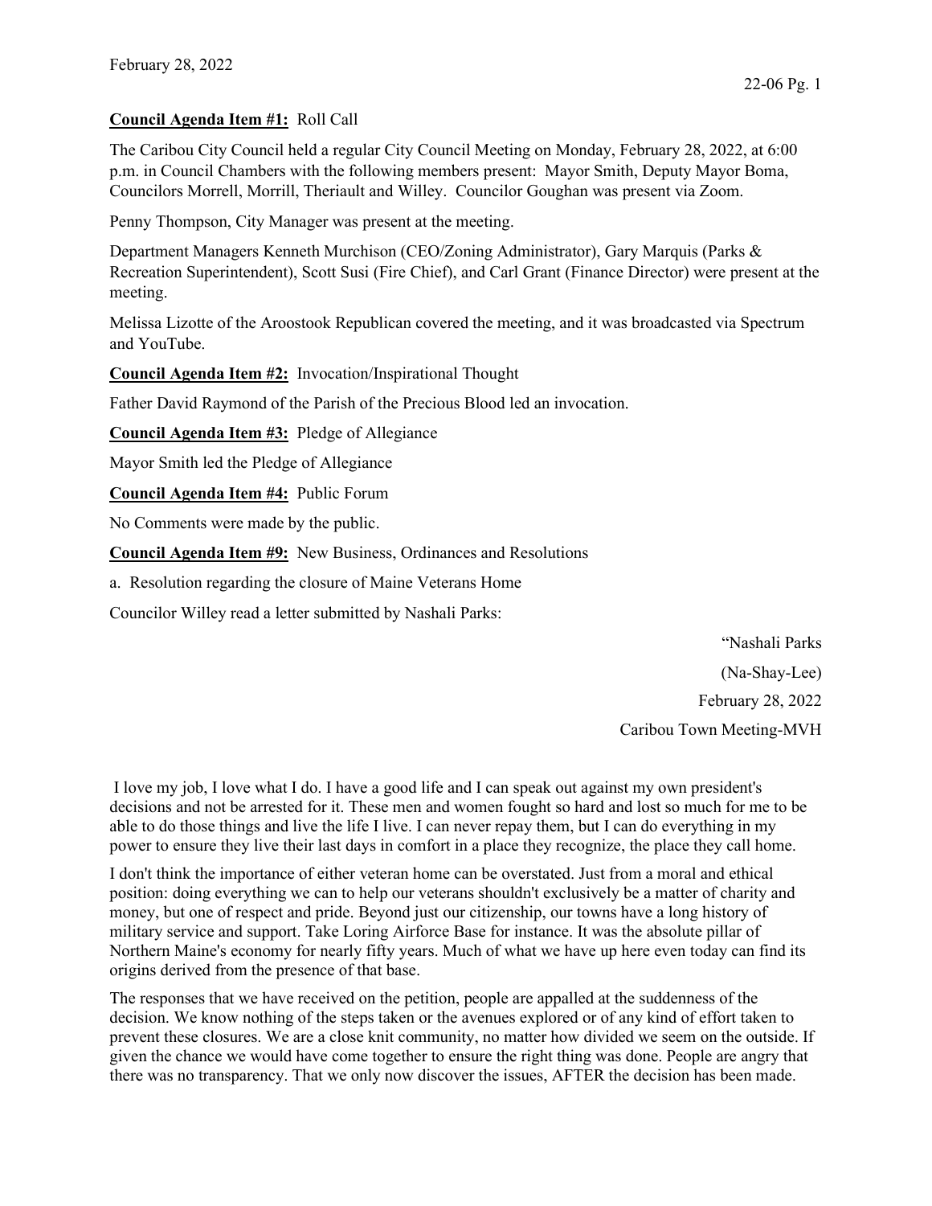February 28, 2022

**Council Agenda Item #1:** Roll Call

The Caribou City Council held a regular City Council Meeting on Monday, February 28, 2022, at 6:00 p.m. in Council Chambers with the following members present: Mayor Smith, Deputy Mayor Boma, Councilors Morrell, Morrill, Theriault and Willey. Councilor Goughan was present via Zoom.

Penny Thompson, City Manager was present at the meeting.

Department Managers Kenneth Murchison (CEO/Zoning Administrator), Gary Marquis (Parks & Recreation Superintendent), Scott Susi (Fire Chief), and Carl Grant (Finance Director) were present at the meeting.

Melissa Lizotte of the Aroostook Republican covered the meeting, and it was broadcasted via Spectrum and YouTube.

**Council Agenda Item #2:** Invocation/Inspirational Thought

Father David Raymond of the Parish of the Precious Blood led an invocation.

**Council Agenda Item #3:** Pledge of Allegiance

Mayor Smith led the Pledge of Allegiance

**Council Agenda Item #4:** Public Forum

No Comments were made by the public.

**Council Agenda Item #9:** New Business, Ordinances and Resolutions

a. Resolution regarding the closure of Maine Veterans Home

Councilor Willey read a letter submitted by Nashali Parks:

"Nashali Parks

(Na-Shay-Lee)

February 28, 2022

Caribou Town Meeting-MVH

I love my job, I love what I do. I have a good life and I can speak out against my own president's decisions and not be arrested for it. These men and women fought so hard and lost so much for me to be able to do those things and live the life I live. I can never repay them, but I can do everything in my power to ensure they live their last days in comfort in a place they recognize, the place they call home.

I don't think the importance of either veteran home can be overstated. Just from a moral and ethical position: doing everything we can to help our veterans shouldn't exclusively be a matter of charity and money, but one of respect and pride. Beyond just our citizenship, our towns have a long history of military service and support. Take Loring Airforce Base for instance. It was the absolute pillar of Northern Maine's economy for nearly fifty years. Much of what we have up here even today can find its origins derived from the presence of that base.

The responses that we have received on the petition, people are appalled at the suddenness of the decision. We know nothing of the steps taken or the avenues explored or of any kind of effort taken to prevent these closures. We are a close knit community, no matter how divided we seem on the outside. If given the chance we would have come together to ensure the right thing was done. People are angry that there was no transparency. That we only now discover the issues, AFTER the decision has been made.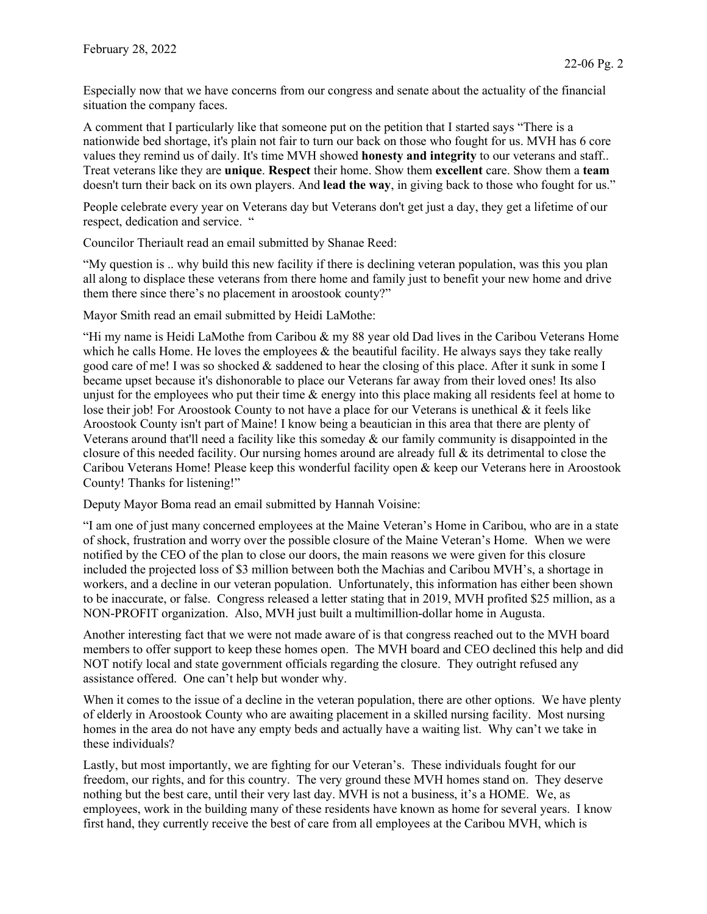Especially now that we have concerns from our congress and senate about the actuality of the financial situation the company faces.

A comment that I particularly like that someone put on the petition that I started says "There is a nationwide bed shortage, it's plain not fair to turn our back on those who fought for us. MVH has 6 core values they remind us of daily. It's time MVH showed **honesty and integrity** to our veterans and staff.. Treat veterans like they are **unique**. **Respect** their home. Show them **excellent** care. Show them a **team** doesn't turn their back on its own players. And **lead the way**, in giving back to those who fought for us."

People celebrate every year on Veterans day but Veterans don't get just a day, they get a lifetime of our respect, dedication and service. "

Councilor Theriault read an email submitted by Shanae Reed:

"My question is .. why build this new facility if there is declining veteran population, was this you plan all along to displace these veterans from there home and family just to benefit your new home and drive them there since there's no placement in aroostook county?"

Mayor Smith read an email submitted by Heidi LaMothe:

"Hi my name is Heidi LaMothe from Caribou & my 88 year old Dad lives in the Caribou Veterans Home which he calls Home. He loves the employees & the beautiful facility. He always says they take really good care of me! I was so shocked & saddened to hear the closing of this place. After it sunk in some I became upset because it's dishonorable to place our Veterans far away from their loved ones! Its also unjust for the employees who put their time & energy into this place making all residents feel at home to lose their job! For Aroostook County to not have a place for our Veterans is unethical & it feels like Aroostook County isn't part of Maine! I know being a beautician in this area that there are plenty of Veterans around that'll need a facility like this someday & our family community is disappointed in the closure of this needed facility. Our nursing homes around are already full & its detrimental to close the Caribou Veterans Home! Please keep this wonderful facility open & keep our Veterans here in Aroostook County! Thanks for listening!"

Deputy Mayor Boma read an email submitted by Hannah Voisine:

"I am one of just many concerned employees at the Maine Veteran's Home in Caribou, who are in a state of shock, frustration and worry over the possible closure of the Maine Veteran's Home. When we were notified by the CEO of the plan to close our doors, the main reasons we were given for this closure included the projected loss of $3 million between both the Machias and Caribou MVH's, a shortage in workers, and a decline in our veteran population. Unfortunately, this information has either been shown to be inaccurate, or false. Congress released a letter stating that in 2019, MVH profited $25 million, as a NON-PROFIT organization. Also, MVH just built a multimillion-dollar home in Augusta.

Another interesting fact that we were not made aware of is that congress reached out to the MVH board members to offer support to keep these homes open. The MVH board and CEO declined this help and did NOT notify local and state government officials regarding the closure. They outright refused any assistance offered. One can't help but wonder why.

When it comes to the issue of a decline in the veteran population, there are other options. We have plenty of elderly in Aroostook County who are awaiting placement in a skilled nursing facility. Most nursing homes in the area do not have any empty beds and actually have a waiting list. Why can't we take in these individuals?

Lastly, but most importantly, we are fighting for our Veteran's. These individuals fought for our freedom, our rights, and for this country. The very ground these MVH homes stand on. They deserve nothing but the best care, until their very last day. MVH is not a business, it's a HOME. We, as employees, work in the building many of these residents have known as home for several years. I know first hand, they currently receive the best of care from all employees at the Caribou MVH, which is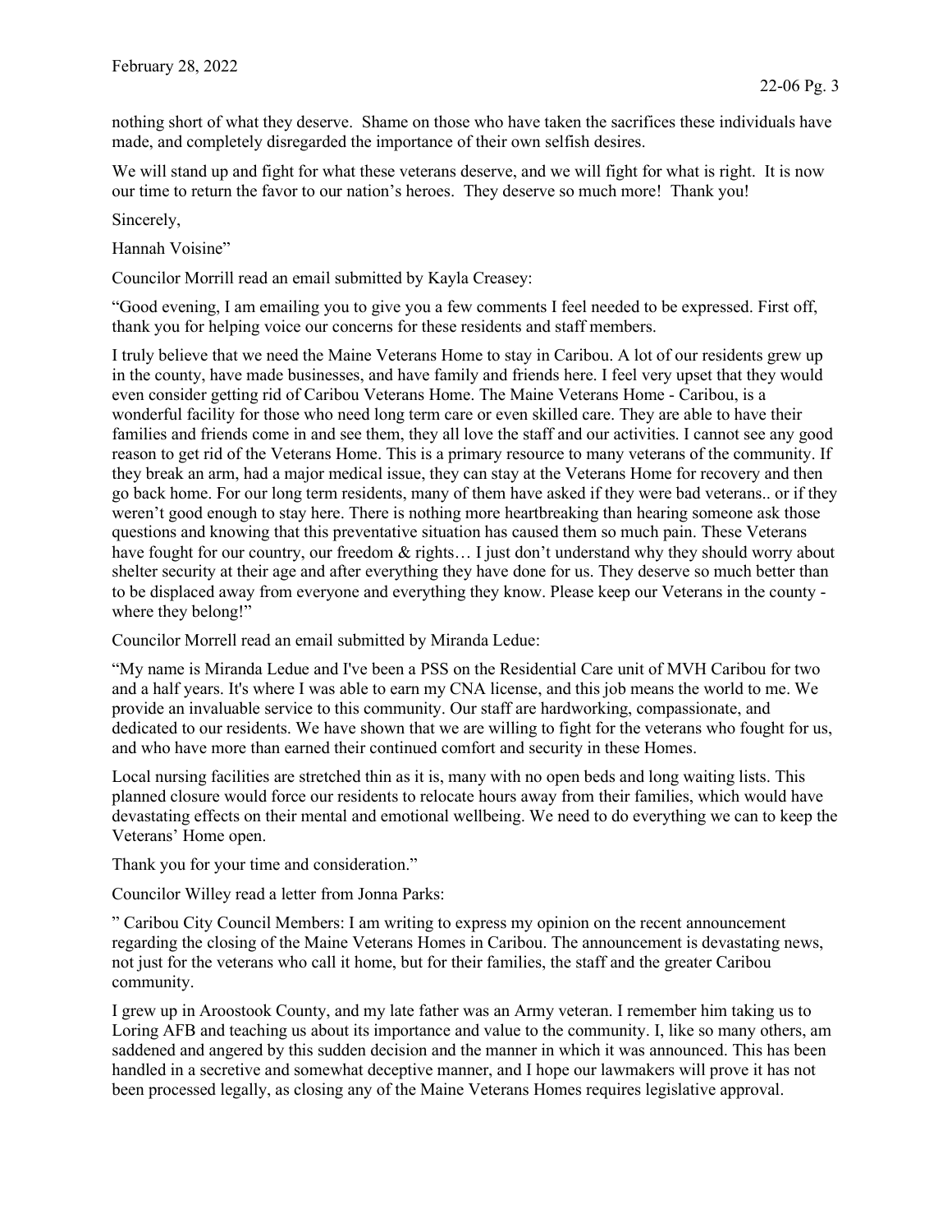nothing short of what they deserve. Shame on those who have taken the sacrifices these individuals have made, and completely disregarded the importance of their own selfish desires.

We will stand up and fight for what these veterans deserve, and we will fight for what is right. It is now our time to return the favor to our nation's heroes. They deserve so much more! Thank you!

Sincerely,

Hannah Voisine"

Councilor Morrill read an email submitted by Kayla Creasey:

"Good evening, I am emailing you to give you a few comments I feel needed to be expressed. First off, thank you for helping voice our concerns for these residents and staff members.

I truly believe that we need the Maine Veterans Home to stay in Caribou. A lot of our residents grew up in the county, have made businesses, and have family and friends here. I feel very upset that they would even consider getting rid of Caribou Veterans Home. The Maine Veterans Home - Caribou, is a wonderful facility for those who need long term care or even skilled care. They are able to have their families and friends come in and see them, they all love the staff and our activities. I cannot see any good reason to get rid of the Veterans Home. This is a primary resource to many veterans of the community. If they break an arm, had a major medical issue, they can stay at the Veterans Home for recovery and then go back home. For our long term residents, many of them have asked if they were bad veterans.. or if they weren't good enough to stay here. There is nothing more heartbreaking than hearing someone ask those questions and knowing that this preventative situation has caused them so much pain. These Veterans have fought for our country, our freedom & rights… I just don't understand why they should worry about shelter security at their age and after everything they have done for us. They deserve so much better than to be displaced away from everyone and everything they know. Please keep our Veterans in the county - where they belong!"

Councilor Morrell read an email submitted by Miranda Ledue:

"My name is Miranda Ledue and I've been a PSS on the Residential Care unit of MVH Caribou for two and a half years. It's where I was able to earn my CNA license, and this job means the world to me. We provide an invaluable service to this community. Our staff are hardworking, compassionate, and dedicated to our residents. We have shown that we are willing to fight for the veterans who fought for us, and who have more than earned their continued comfort and security in these Homes.

Local nursing facilities are stretched thin as it is, many with no open beds and long waiting lists. This planned closure would force our residents to relocate hours away from their families, which would have devastating effects on their mental and emotional wellbeing. We need to do everything we can to keep the Veterans' Home open.

Thank you for your time and consideration."

Councilor Willey read a letter from Jonna Parks:

" Caribou City Council Members: I am writing to express my opinion on the recent announcement regarding the closing of the Maine Veterans Homes in Caribou. The announcement is devastating news, not just for the veterans who call it home, but for their families, the staff and the greater Caribou community.

I grew up in Aroostook County, and my late father was an Army veteran. I remember him taking us to Loring AFB and teaching us about its importance and value to the community. I, like so many others, am saddened and angered by this sudden decision and the manner in which it was announced. This has been handled in a secretive and somewhat deceptive manner, and I hope our lawmakers will prove it has not been processed legally, as closing any of the Maine Veterans Homes requires legislative approval.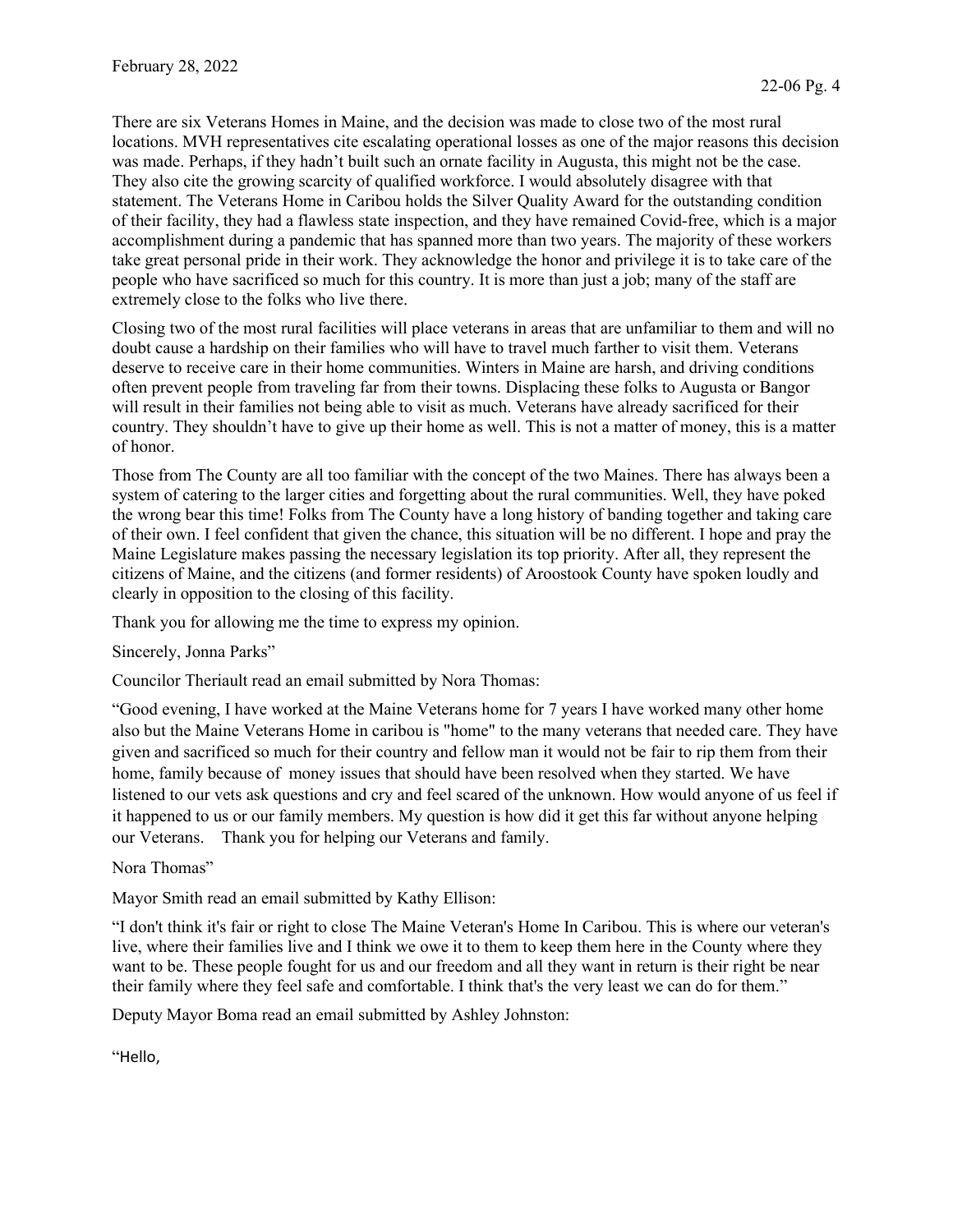There are six Veterans Homes in Maine, and the decision was made to close two of the most rural locations. MVH representatives cite escalating operational losses as one of the major reasons this decision was made. Perhaps, if they hadn't built such an ornate facility in Augusta, this might not be the case. They also cite the growing scarcity of qualified workforce. I would absolutely disagree with that statement. The Veterans Home in Caribou holds the Silver Quality Award for the outstanding condition of their facility, they had a flawless state inspection, and they have remained Covid-free, which is a major accomplishment during a pandemic that has spanned more than two years. The majority of these workers take great personal pride in their work. They acknowledge the honor and privilege it is to take care of the people who have sacrificed so much for this country. It is more than just a job; many of the staff are extremely close to the folks who live there.

Closing two of the most rural facilities will place veterans in areas that are unfamiliar to them and will no doubt cause a hardship on their families who will have to travel much farther to visit them. Veterans deserve to receive care in their home communities. Winters in Maine are harsh, and driving conditions often prevent people from traveling far from their towns. Displacing these folks to Augusta or Bangor will result in their families not being able to visit as much. Veterans have already sacrificed for their country. They shouldn't have to give up their home as well. This is not a matter of money, this is a matter of honor.

Those from The County are all too familiar with the concept of the two Maines. There has always been a system of catering to the larger cities and forgetting about the rural communities. Well, they have poked the wrong bear this time! Folks from The County have a long history of banding together and taking care of their own. I feel confident that given the chance, this situation will be no different. I hope and pray the Maine Legislature makes passing the necessary legislation its top priority. After all, they represent the citizens of Maine, and the citizens (and former residents) of Aroostook County have spoken loudly and clearly in opposition to the closing of this facility.

Thank you for allowing me the time to express my opinion.

Sincerely, Jonna Parks"

Councilor Theriault read an email submitted by Nora Thomas:

"Good evening, I have worked at the Maine Veterans home for 7 years I have worked many other home also but the Maine Veterans Home in caribou is "home" to the many veterans that needed care. They have given and sacrificed so much for their country and fellow man it would not be fair to rip them from their home, family because of money issues that should have been resolved when they started. We have listened to our vets ask questions and cry and feel scared of the unknown. How would anyone of us feel if it happened to us or our family members. My question is how did it get this far without anyone helping our Veterans. Thank you for helping our Veterans and family.

Nora Thomas"

Mayor Smith read an email submitted by Kathy Ellison:

"I don't think it's fair or right to close The Maine Veteran's Home In Caribou. This is where our veteran's live, where their families live and I think we owe it to them to keep them here in the County where they want to be. These people fought for us and our freedom and all they want in return is their right be near their family where they feel safe and comfortable. I think that's the very least we can do for them."

Deputy Mayor Boma read an email submitted by Ashley Johnston:

"Hello,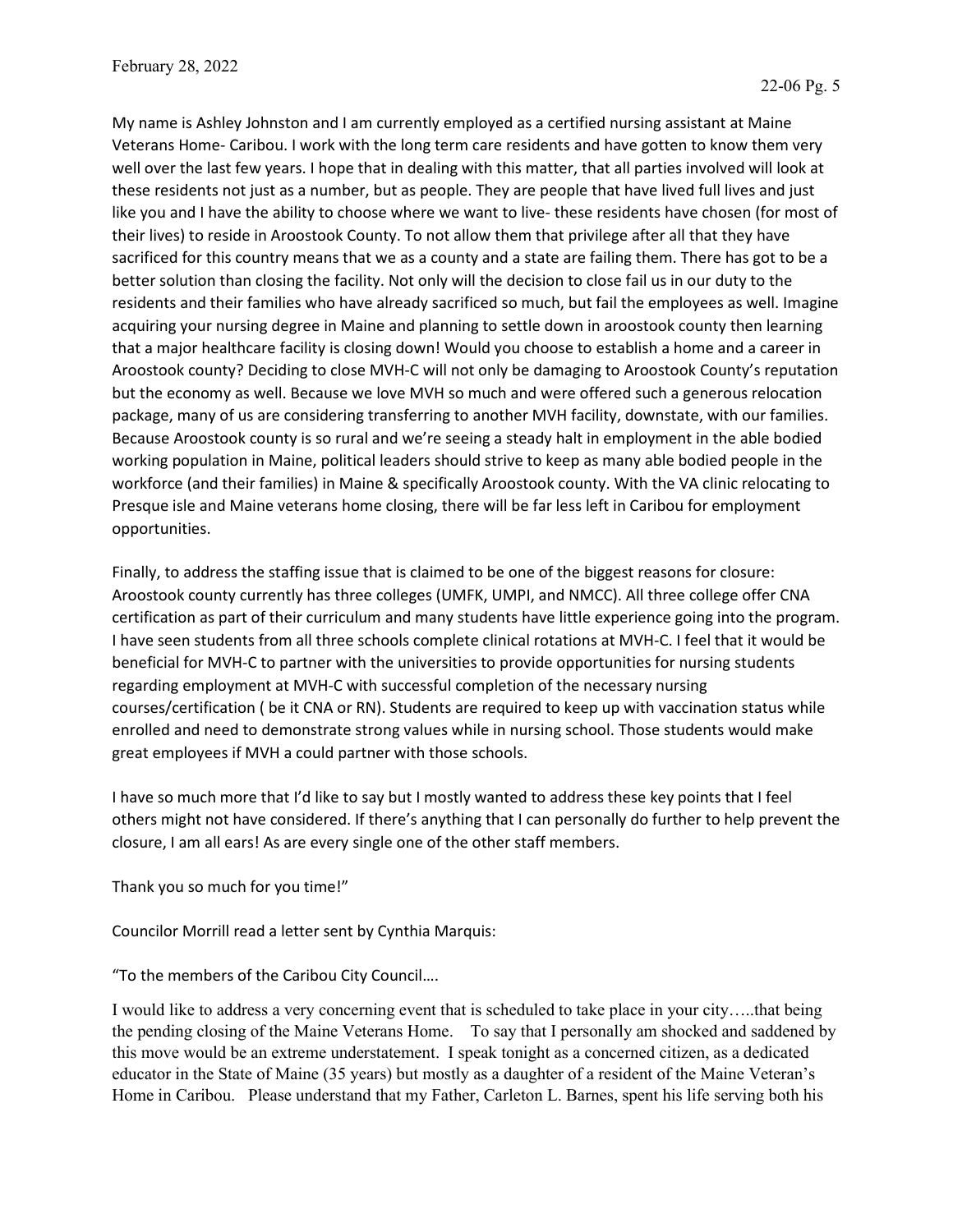My name is Ashley Johnston and I am currently employed as a certified nursing assistant at Maine Veterans Home- Caribou. I work with the long term care residents and have gotten to know them very well over the last few years. I hope that in dealing with this matter, that all parties involved will look at these residents not just as a number, but as people. They are people that have lived full lives and just like you and I have the ability to choose where we want to live- these residents have chosen (for most of their lives) to reside in Aroostook County. To not allow them that privilege after all that they have sacrificed for this country means that we as a county and a state are failing them. There has got to be a better solution than closing the facility. Not only will the decision to close fail us in our duty to the residents and their families who have already sacrificed so much, but fail the employees as well. Imagine acquiring your nursing degree in Maine and planning to settle down in aroostook county then learning that a major healthcare facility is closing down! Would you choose to establish a home and a career in Aroostook county? Deciding to close MVH-C will not only be damaging to Aroostook County's reputation but the economy as well. Because we love MVH so much and were offered such a generous relocation package, many of us are considering transferring to another MVH facility, downstate, with our families. Because Aroostook county is so rural and we're seeing a steady halt in employment in the able bodied working population in Maine, political leaders should strive to keep as many able bodied people in the workforce (and their families) in Maine & specifically Aroostook county. With the VA clinic relocating to Presque isle and Maine veterans home closing, there will be far less left in Caribou for employment opportunities.

Finally, to address the staffing issue that is claimed to be one of the biggest reasons for closure: Aroostook county currently has three colleges (UMFK, UMPI, and NMCC). All three college offer CNA certification as part of their curriculum and many students have little experience going into the program. I have seen students from all three schools complete clinical rotations at MVH-C. I feel that it would be beneficial for MVH-C to partner with the universities to provide opportunities for nursing students regarding employment at MVH-C with successful completion of the necessary nursing courses/certification ( be it CNA or RN). Students are required to keep up with vaccination status while enrolled and need to demonstrate strong values while in nursing school. Those students would make great employees if MVH a could partner with those schools.

I have so much more that I'd like to say but I mostly wanted to address these key points that I feel others might not have considered. If there's anything that I can personally do further to help prevent the closure, I am all ears! As are every single one of the other staff members.

Thank you so much for you time!"

Councilor Morrill read a letter sent by Cynthia Marquis:

"To the members of the Caribou City Council….

I would like to address a very concerning event that is scheduled to take place in your city…..that being the pending closing of the Maine Veterans Home. To say that I personally am shocked and saddened by this move would be an extreme understatement. I speak tonight as a concerned citizen, as a dedicated educator in the State of Maine (35 years) but mostly as a daughter of a resident of the Maine Veteran's Home in Caribou. Please understand that my Father, Carleton L. Barnes, spent his life serving both his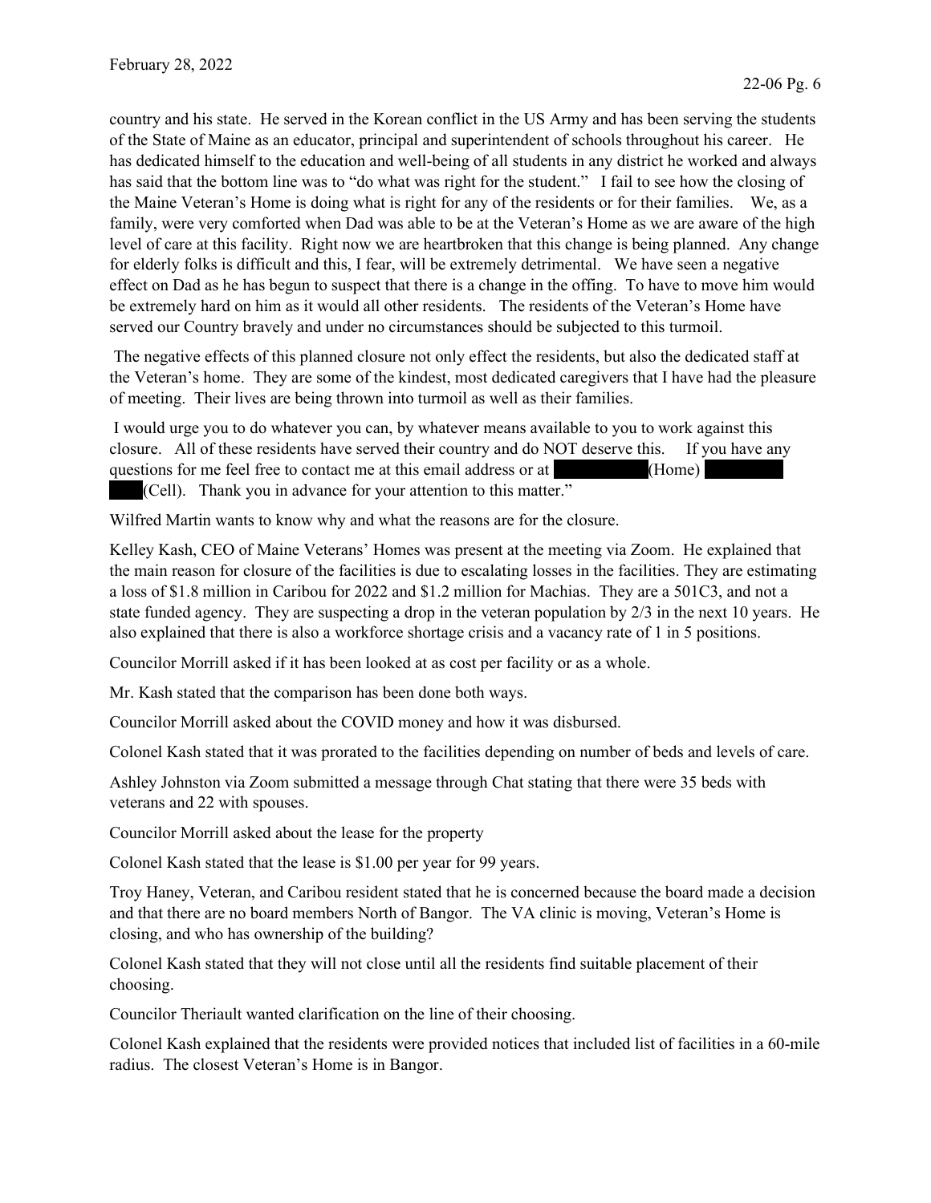country and his state. He served in the Korean conflict in the US Army and has been serving the students of the State of Maine as an educator, principal and superintendent of schools throughout his career. He has dedicated himself to the education and well-being of all students in any district he worked and always has said that the bottom line was to "do what was right for the student." I fail to see how the closing of the Maine Veteran's Home is doing what is right for any of the residents or for their families. We, as a family, were very comforted when Dad was able to be at the Veteran's Home as we are aware of the high level of care at this facility. Right now we are heartbroken that this change is being planned. Any change for elderly folks is difficult and this, I fear, will be extremely detrimental. We have seen a negative effect on Dad as he has begun to suspect that there is a change in the offing. To have to move him would be extremely hard on him as it would all other residents. The residents of the Veteran's Home have served our Country bravely and under no circumstances should be subjected to this turmoil.

The negative effects of this planned closure not only effect the residents, but also the dedicated staff at the Veteran's home. They are some of the kindest, most dedicated caregivers that I have had the pleasure of meeting. Their lives are being thrown into turmoil as well as their families.

I would urge you to do whatever you can, by whatever means available to you to work against this closure. All of these residents have served their country and do NOT deserve this. If you have any questions for me feel free to contact me at this email address or at [redacted] (Home) [redacted] (Cell). Thank you in advance for your attention to this matter."

Wilfred Martin wants to know why and what the reasons are for the closure.

Kelley Kash, CEO of Maine Veterans' Homes was present at the meeting via Zoom. He explained that the main reason for closure of the facilities is due to escalating losses in the facilities. They are estimating a loss of $1.8 million in Caribou for 2022 and $1.2 million for Machias. They are a 501C3, and not a state funded agency. They are suspecting a drop in the veteran population by 2/3 in the next 10 years. He also explained that there is also a workforce shortage crisis and a vacancy rate of 1 in 5 positions.

Councilor Morrill asked if it has been looked at as cost per facility or as a whole.

Mr. Kash stated that the comparison has been done both ways.

Councilor Morrill asked about the COVID money and how it was disbursed.

Colonel Kash stated that it was prorated to the facilities depending on number of beds and levels of care.

Ashley Johnston via Zoom submitted a message through Chat stating that there were 35 beds with veterans and 22 with spouses.

Councilor Morrill asked about the lease for the property

Colonel Kash stated that the lease is $1.00 per year for 99 years.

Troy Haney, Veteran, and Caribou resident stated that he is concerned because the board made a decision and that there are no board members North of Bangor. The VA clinic is moving, Veteran's Home is closing, and who has ownership of the building?

Colonel Kash stated that they will not close until all the residents find suitable placement of their choosing.

Councilor Theriault wanted clarification on the line of their choosing.

Colonel Kash explained that the residents were provided notices that included list of facilities in a 60-mile radius. The closest Veteran's Home is in Bangor.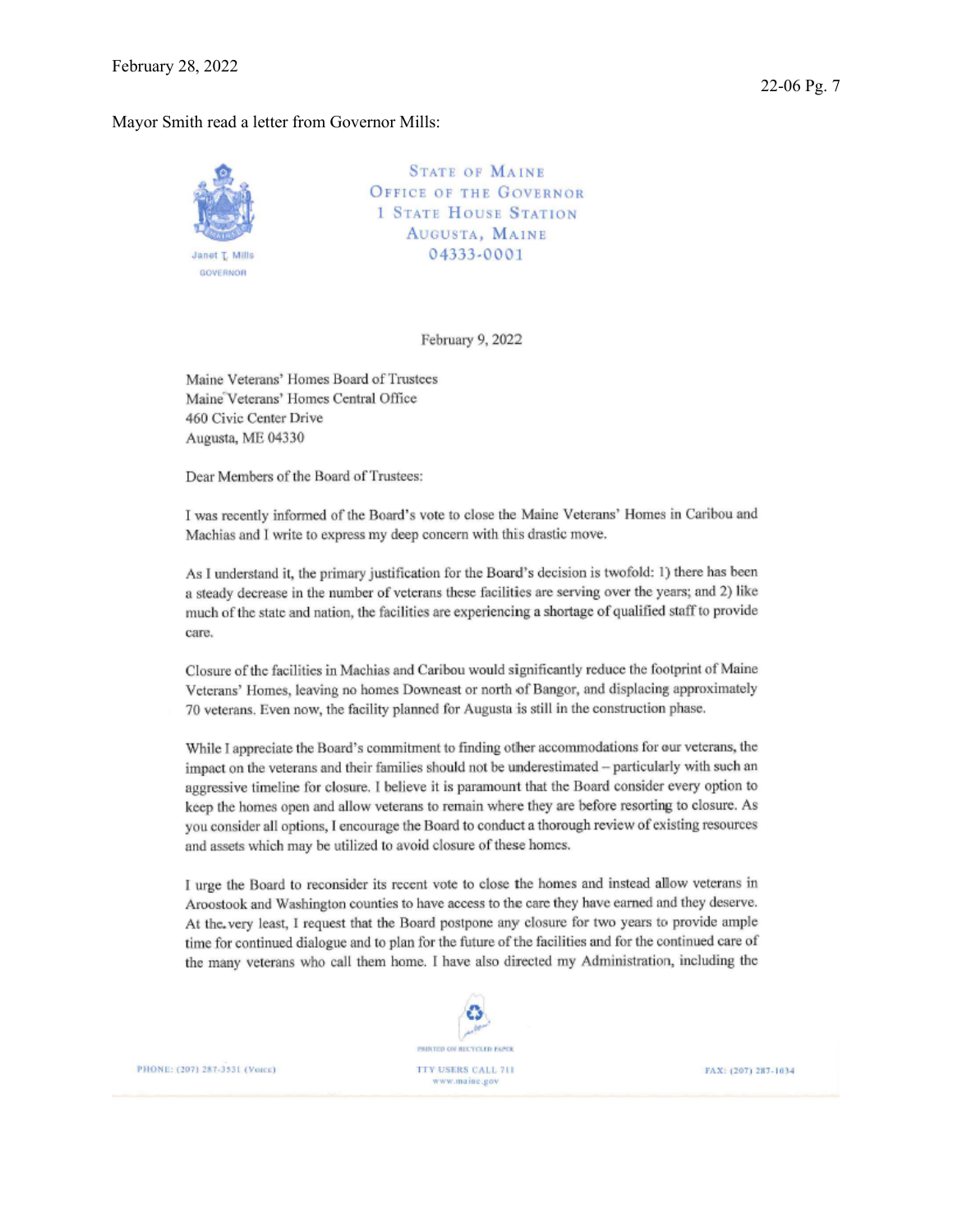February 28, 2022

Mayor Smith read a letter from Governor Mills:

Janet T. Mills
GOVERNOR

STATE OF MAINE
OFFICE OF THE GOVERNOR
1 STATE HOUSE STATION
AUGUSTA, MAINE
04333-0001

February 9, 2022

Maine Veterans' Homes Board of Trustees
Maine Veterans' Homes Central Office
460 Civic Center Drive
Augusta, ME 04330

Dear Members of the Board of Trustees:

I was recently informed of the Board's vote to close the Maine Veterans' Homes in Caribou and Machias and I write to express my deep concern with this drastic move.

As I understand it, the primary justification for the Board's decision is twofold: 1) there has been a steady decrease in the number of veterans these facilities are serving over the years; and 2) like much of the state and nation, the facilities are experiencing a shortage of qualified staff to provide care.

Closure of the facilities in Machias and Caribou would significantly reduce the footprint of Maine Veterans' Homes, leaving no homes Downeast or north of Bangor, and displacing approximately 70 veterans. Even now, the facility planned for Augusta is still in the construction phase.

While I appreciate the Board's commitment to finding other accommodations for our veterans, the impact on the veterans and their families should not be underestimated – particularly with such an aggressive timeline for closure. I believe it is paramount that the Board consider every option to keep the homes open and allow veterans to remain where they are before resorting to closure. As you consider all options, I encourage the Board to conduct a thorough review of existing resources and assets which may be utilized to avoid closure of these homes.

I urge the Board to reconsider its recent vote to close the homes and instead allow veterans in Aroostook and Washington counties to have access to the care they have earned and they deserve. At the very least, I request that the Board postpone any closure for two years to provide ample time for continued dialogue and to plan for the future of the facilities and for the continued care of the many veterans who call them home. I have also directed my Administration, including the

PRINTED ON RECYCLED PAPER

PHONE: (207) 287-3531 (Voice) TTY USERS CALL 711 www.maine.gov FAX: (207) 287-1034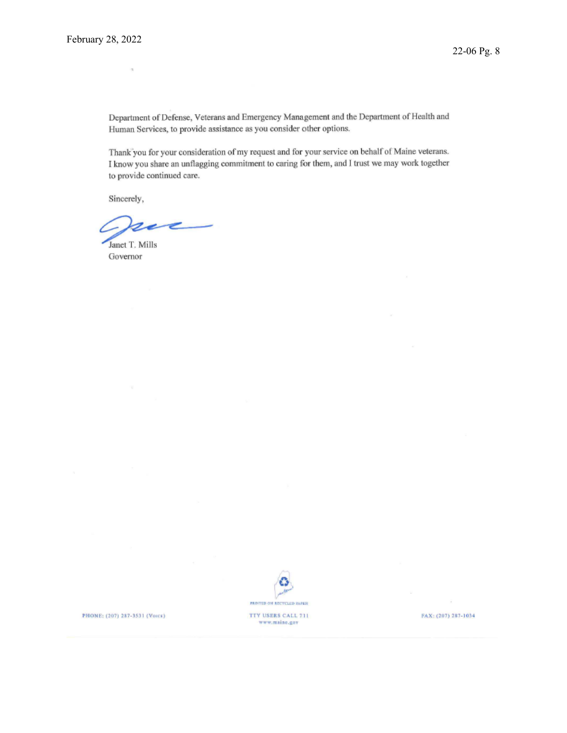Department of Defense, Veterans and Emergency Management and the Department of Health and Human Services, to provide assistance as you consider other options.

Thank you for your consideration of my request and for your service on behalf of Maine veterans. I know you share an unflagging commitment to caring for them, and I trust we may work together to provide continued care.

Sincerely,

Janet T. Mills
Governor

PRINTED ON RECYCLED PAPER

PHONE: (207) 287-3531 (Voice)

TTY USERS CALL 711
www.maine.gov

FAX: (207) 287-1034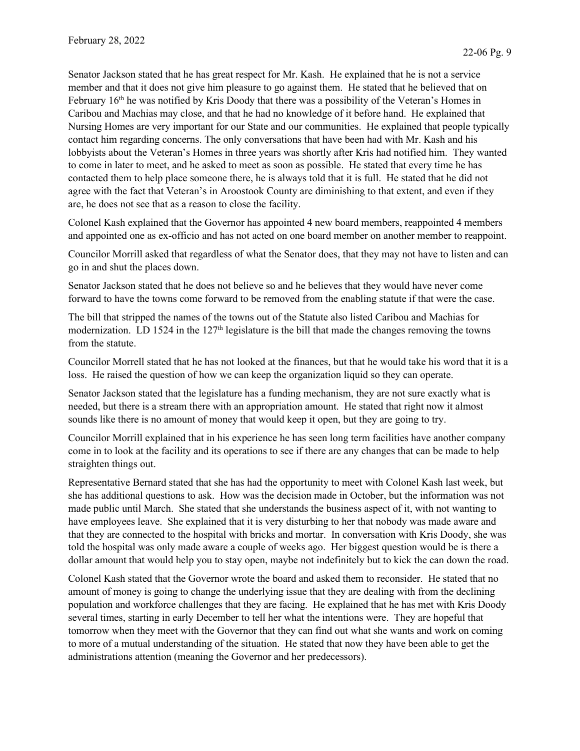Senator Jackson stated that he has great respect for Mr. Kash. He explained that he is not a service member and that it does not give him pleasure to go against them. He stated that he believed that on February 16th he was notified by Kris Doody that there was a possibility of the Veteran's Homes in Caribou and Machias may close, and that he had no knowledge of it before hand. He explained that Nursing Homes are very important for our State and our communities. He explained that people typically contact him regarding concerns. The only conversations that have been had with Mr. Kash and his lobbyists about the Veteran's Homes in three years was shortly after Kris had notified him. They wanted to come in later to meet, and he asked to meet as soon as possible. He stated that every time he has contacted them to help place someone there, he is always told that it is full. He stated that he did not agree with the fact that Veteran's in Aroostook County are diminishing to that extent, and even if they are, he does not see that as a reason to close the facility.

Colonel Kash explained that the Governor has appointed 4 new board members, reappointed 4 members and appointed one as ex-officio and has not acted on one board member on another member to reappoint.

Councilor Morrill asked that regardless of what the Senator does, that they may not have to listen and can go in and shut the places down.

Senator Jackson stated that he does not believe so and he believes that they would have never come forward to have the towns come forward to be removed from the enabling statute if that were the case.

The bill that stripped the names of the towns out of the Statute also listed Caribou and Machias for modernization. LD 1524 in the 127th legislature is the bill that made the changes removing the towns from the statute.

Councilor Morrell stated that he has not looked at the finances, but that he would take his word that it is a loss. He raised the question of how we can keep the organization liquid so they can operate.

Senator Jackson stated that the legislature has a funding mechanism, they are not sure exactly what is needed, but there is a stream there with an appropriation amount. He stated that right now it almost sounds like there is no amount of money that would keep it open, but they are going to try.

Councilor Morrill explained that in his experience he has seen long term facilities have another company come in to look at the facility and its operations to see if there are any changes that can be made to help straighten things out.

Representative Bernard stated that she has had the opportunity to meet with Colonel Kash last week, but she has additional questions to ask. How was the decision made in October, but the information was not made public until March. She stated that she understands the business aspect of it, with not wanting to have employees leave. She explained that it is very disturbing to her that nobody was made aware and that they are connected to the hospital with bricks and mortar. In conversation with Kris Doody, she was told the hospital was only made aware a couple of weeks ago. Her biggest question would be is there a dollar amount that would help you to stay open, maybe not indefinitely but to kick the can down the road.

Colonel Kash stated that the Governor wrote the board and asked them to reconsider. He stated that no amount of money is going to change the underlying issue that they are dealing with from the declining population and workforce challenges that they are facing. He explained that he has met with Kris Doody several times, starting in early December to tell her what the intentions were. They are hopeful that tomorrow when they meet with the Governor that they can find out what she wants and work on coming to more of a mutual understanding of the situation. He stated that now they have been able to get the administrations attention (meaning the Governor and her predecessors).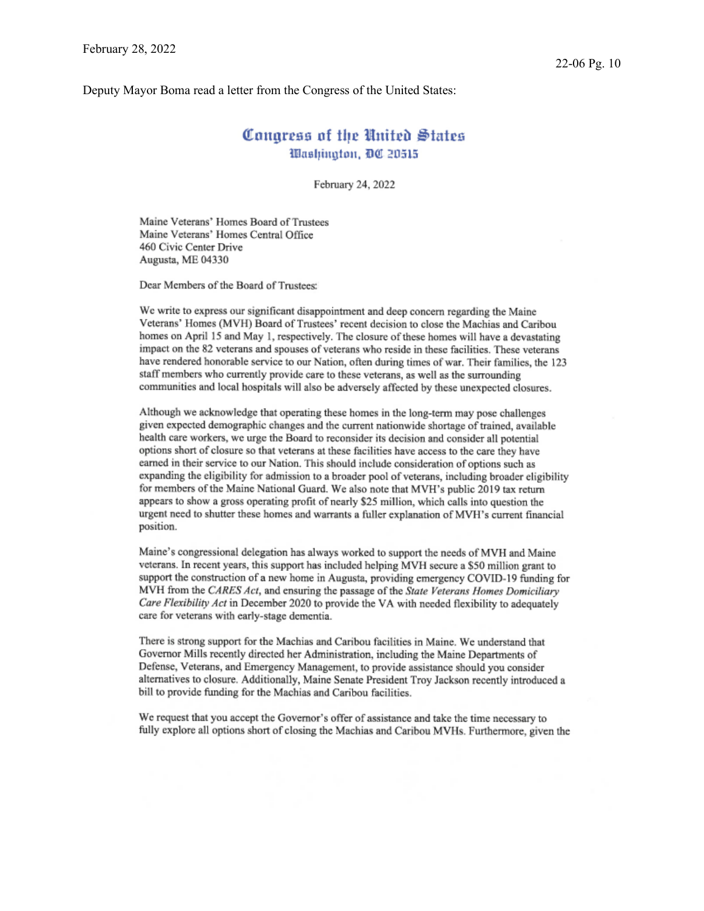Deputy Mayor Boma read a letter from the Congress of the United States:

**Congress of the United States**
**Washington, DC 20515**

February 24, 2022

Maine Veterans' Homes Board of Trustees
Maine Veterans' Homes Central Office
460 Civic Center Drive
Augusta, ME 04330

Dear Members of the Board of Trustees:

We write to express our significant disappointment and deep concern regarding the Maine Veterans' Homes (MVH) Board of Trustees' recent decision to close the Machias and Caribou homes on April 15 and May 1, respectively. The closure of these homes will have a devastating impact on the 82 veterans and spouses of veterans who reside in these facilities. These veterans have rendered honorable service to our Nation, often during times of war. Their families, the 123 staff members who currently provide care to these veterans, as well as the surrounding communities and local hospitals will also be adversely affected by these unexpected closures.

Although we acknowledge that operating these homes in the long-term may pose challenges given expected demographic changes and the current nationwide shortage of trained, available health care workers, we urge the Board to reconsider its decision and consider all potential options short of closure so that veterans at these facilities have access to the care they have earned in their service to our Nation. This should include consideration of options such as expanding the eligibility for admission to a broader pool of veterans, including broader eligibility for members of the Maine National Guard. We also note that MVH's public 2019 tax return appears to show a gross operating profit of nearly $25 million, which calls into question the urgent need to shutter these homes and warrants a fuller explanation of MVH's current financial position.

Maine's congressional delegation has always worked to support the needs of MVH and Maine veterans. In recent years, this support has included helping MVH secure a $50 million grant to support the construction of a new home in Augusta, providing emergency COVID-19 funding for MVH from the *CARES Act*, and ensuring the passage of the *State Veterans Homes Domiciliary Care Flexibility Act* in December 2020 to provide the VA with needed flexibility to adequately care for veterans with early-stage dementia.

There is strong support for the Machias and Caribou facilities in Maine. We understand that Governor Mills recently directed her Administration, including the Maine Departments of Defense, Veterans, and Emergency Management, to provide assistance should you consider alternatives to closure. Additionally, Maine Senate President Troy Jackson recently introduced a bill to provide funding for the Machias and Caribou facilities.

We request that you accept the Governor's offer of assistance and take the time necessary to fully explore all options short of closing the Machias and Caribou MVHs. Furthermore, given the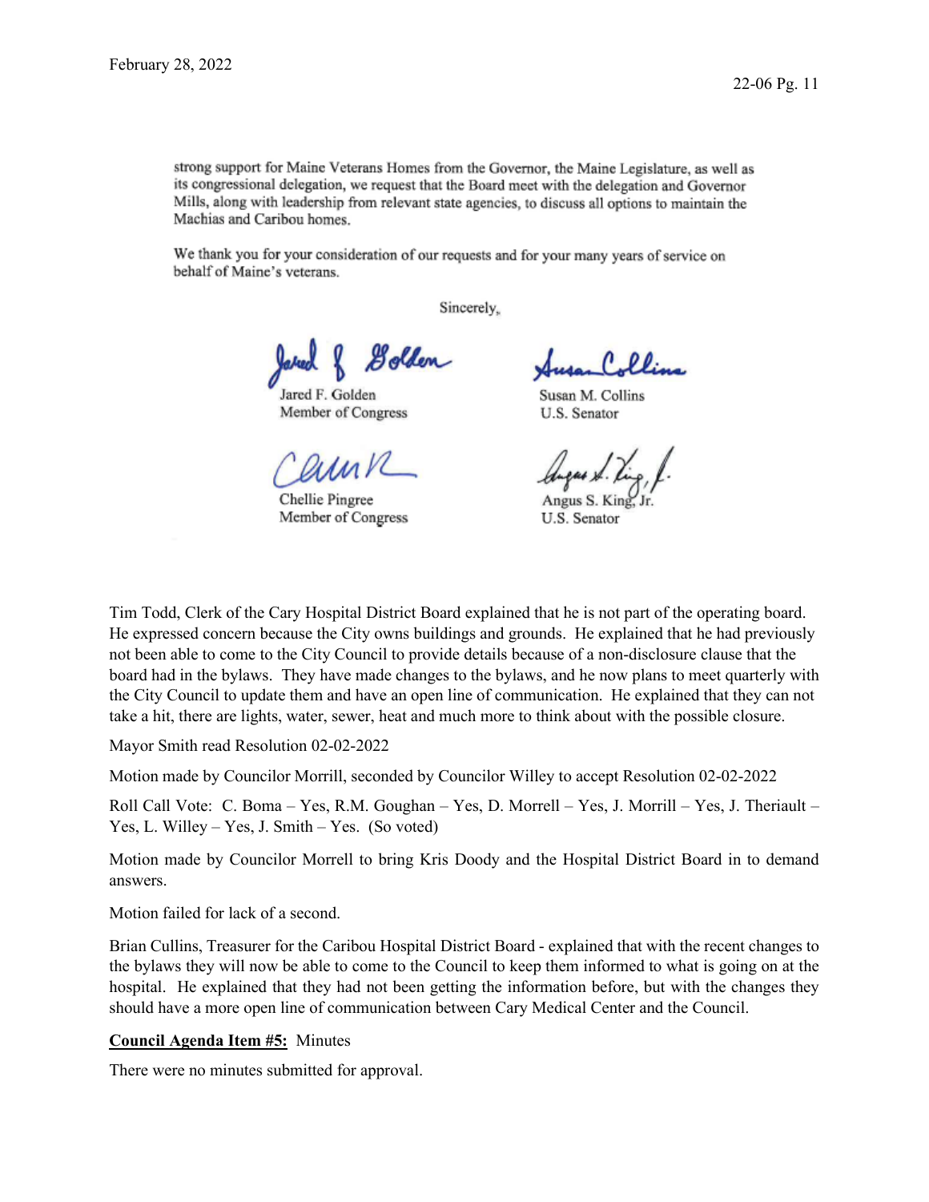strong support for Maine Veterans Homes from the Governor, the Maine Legislature, as well as its congressional delegation, we request that the Board meet with the delegation and Governor Mills, along with leadership from relevant state agencies, to discuss all options to maintain the Machias and Caribou homes.

We thank you for your consideration of our requests and for your many years of service on behalf of Maine's veterans.

Sincerely,

Jared F. Golden
Member of Congress

Susan M. Collins
U.S. Senator

Chellie Pingree
Member of Congress

Angus S. King, Jr.
U.S. Senator

Tim Todd, Clerk of the Cary Hospital District Board explained that he is not part of the operating board. He expressed concern because the City owns buildings and grounds. He explained that he had previously not been able to come to the City Council to provide details because of a non-disclosure clause that the board had in the bylaws. They have made changes to the bylaws, and he now plans to meet quarterly with the City Council to update them and have an open line of communication. He explained that they can not take a hit, there are lights, water, sewer, heat and much more to think about with the possible closure.

Mayor Smith read Resolution 02-02-2022

Motion made by Councilor Morrill, seconded by Councilor Willey to accept Resolution 02-02-2022

Roll Call Vote: C. Boma – Yes, R.M. Goughan – Yes, D. Morrell – Yes, J. Morrill – Yes, J. Theriault – Yes, L. Willey – Yes, J. Smith – Yes. (So voted)

Motion made by Councilor Morrell to bring Kris Doody and the Hospital District Board in to demand answers.

Motion failed for lack of a second.

Brian Cullins, Treasurer for the Caribou Hospital District Board - explained that with the recent changes to the bylaws they will now be able to come to the Council to keep them informed to what is going on at the hospital. He explained that they had not been getting the information before, but with the changes they should have a more open line of communication between Cary Medical Center and the Council.

**Council Agenda Item #5:** Minutes

There were no minutes submitted for approval.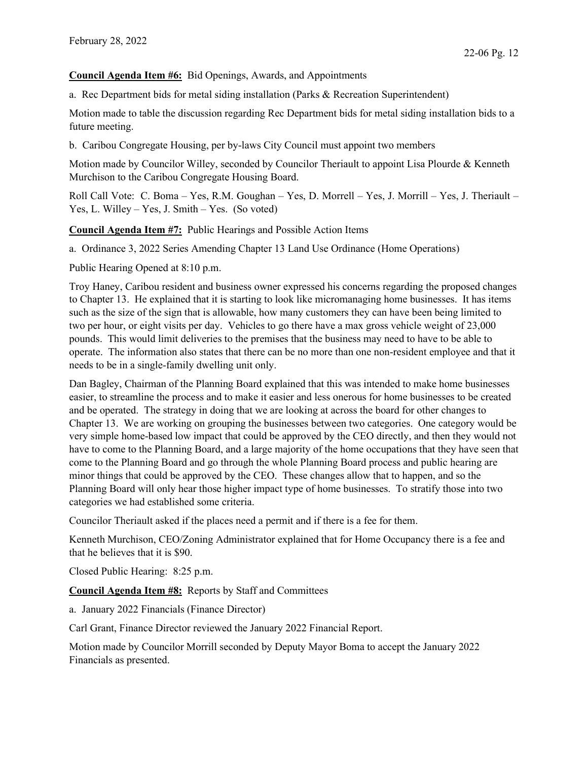**Council Agenda Item #6:** Bid Openings, Awards, and Appointments

a. Rec Department bids for metal siding installation (Parks & Recreation Superintendent)

Motion made to table the discussion regarding Rec Department bids for metal siding installation bids to a future meeting.

b. Caribou Congregate Housing, per by-laws City Council must appoint two members

Motion made by Councilor Willey, seconded by Councilor Theriault to appoint Lisa Plourde & Kenneth Murchison to the Caribou Congregate Housing Board.

Roll Call Vote: C. Boma – Yes, R.M. Goughan – Yes, D. Morrell – Yes, J. Morrill – Yes, J. Theriault – Yes, L. Willey – Yes, J. Smith – Yes. (So voted)

**Council Agenda Item #7:** Public Hearings and Possible Action Items

a. Ordinance 3, 2022 Series Amending Chapter 13 Land Use Ordinance (Home Operations)

Public Hearing Opened at 8:10 p.m.

Troy Haney, Caribou resident and business owner expressed his concerns regarding the proposed changes to Chapter 13. He explained that it is starting to look like micromanaging home businesses. It has items such as the size of the sign that is allowable, how many customers they can have been being limited to two per hour, or eight visits per day. Vehicles to go there have a max gross vehicle weight of 23,000 pounds. This would limit deliveries to the premises that the business may need to have to be able to operate. The information also states that there can be no more than one non-resident employee and that it needs to be in a single-family dwelling unit only.

Dan Bagley, Chairman of the Planning Board explained that this was intended to make home businesses easier, to streamline the process and to make it easier and less onerous for home businesses to be created and be operated. The strategy in doing that we are looking at across the board for other changes to Chapter 13. We are working on grouping the businesses between two categories. One category would be very simple home-based low impact that could be approved by the CEO directly, and then they would not have to come to the Planning Board, and a large majority of the home occupations that they have seen that come to the Planning Board and go through the whole Planning Board process and public hearing are minor things that could be approved by the CEO. These changes allow that to happen, and so the Planning Board will only hear those higher impact type of home businesses. To stratify those into two categories we had established some criteria.

Councilor Theriault asked if the places need a permit and if there is a fee for them.

Kenneth Murchison, CEO/Zoning Administrator explained that for Home Occupancy there is a fee and that he believes that it is $90.

Closed Public Hearing: 8:25 p.m.

**Council Agenda Item #8:** Reports by Staff and Committees

a. January 2022 Financials (Finance Director)

Carl Grant, Finance Director reviewed the January 2022 Financial Report.

Motion made by Councilor Morrill seconded by Deputy Mayor Boma to accept the January 2022 Financials as presented.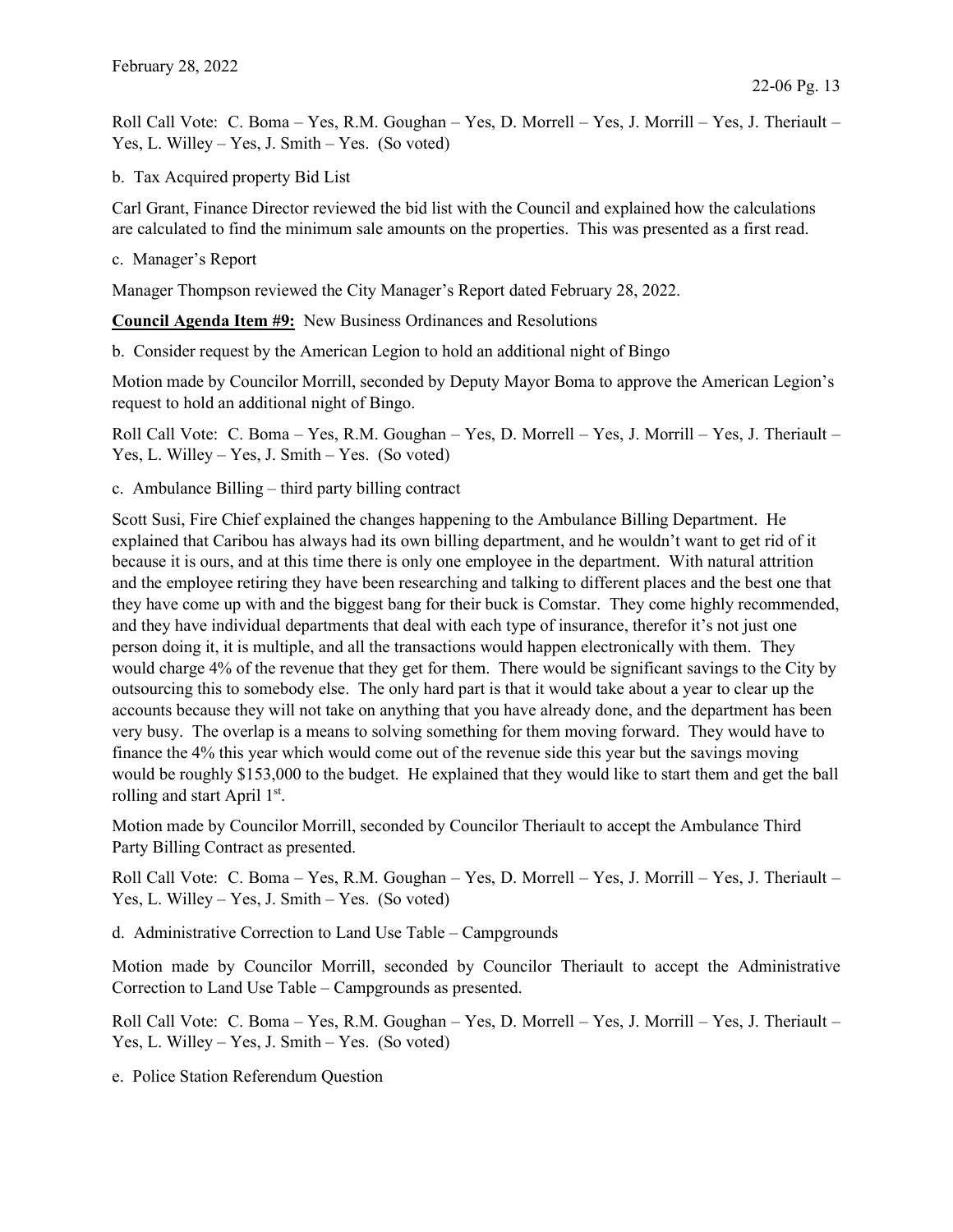Roll Call Vote: C. Boma – Yes, R.M. Goughan – Yes, D. Morrell – Yes, J. Morrill – Yes, J. Theriault – Yes, L. Willey – Yes, J. Smith – Yes. (So voted)

b. Tax Acquired property Bid List

Carl Grant, Finance Director reviewed the bid list with the Council and explained how the calculations are calculated to find the minimum sale amounts on the properties. This was presented as a first read.

c. Manager's Report

Manager Thompson reviewed the City Manager's Report dated February 28, 2022.

**Council Agenda Item #9:** New Business Ordinances and Resolutions

b. Consider request by the American Legion to hold an additional night of Bingo

Motion made by Councilor Morrill, seconded by Deputy Mayor Boma to approve the American Legion's request to hold an additional night of Bingo.

Roll Call Vote: C. Boma – Yes, R.M. Goughan – Yes, D. Morrell – Yes, J. Morrill – Yes, J. Theriault – Yes, L. Willey – Yes, J. Smith – Yes. (So voted)

c. Ambulance Billing – third party billing contract

Scott Susi, Fire Chief explained the changes happening to the Ambulance Billing Department. He explained that Caribou has always had its own billing department, and he wouldn't want to get rid of it because it is ours, and at this time there is only one employee in the department. With natural attrition and the employee retiring they have been researching and talking to different places and the best one that they have come up with and the biggest bang for their buck is Comstar. They come highly recommended, and they have individual departments that deal with each type of insurance, therefor it's not just one person doing it, it is multiple, and all the transactions would happen electronically with them. They would charge 4% of the revenue that they get for them. There would be significant savings to the City by outsourcing this to somebody else. The only hard part is that it would take about a year to clear up the accounts because they will not take on anything that you have already done, and the department has been very busy. The overlap is a means to solving something for them moving forward. They would have to finance the 4% this year which would come out of the revenue side this year but the savings moving would be roughly $153,000 to the budget. He explained that they would like to start them and get the ball rolling and start April 1st.

Motion made by Councilor Morrill, seconded by Councilor Theriault to accept the Ambulance Third Party Billing Contract as presented.

Roll Call Vote: C. Boma – Yes, R.M. Goughan – Yes, D. Morrell – Yes, J. Morrill – Yes, J. Theriault – Yes, L. Willey – Yes, J. Smith – Yes. (So voted)

d. Administrative Correction to Land Use Table – Campgrounds

Motion made by Councilor Morrill, seconded by Councilor Theriault to accept the Administrative Correction to Land Use Table – Campgrounds as presented.

Roll Call Vote: C. Boma – Yes, R.M. Goughan – Yes, D. Morrell – Yes, J. Morrill – Yes, J. Theriault – Yes, L. Willey – Yes, J. Smith – Yes. (So voted)

e. Police Station Referendum Question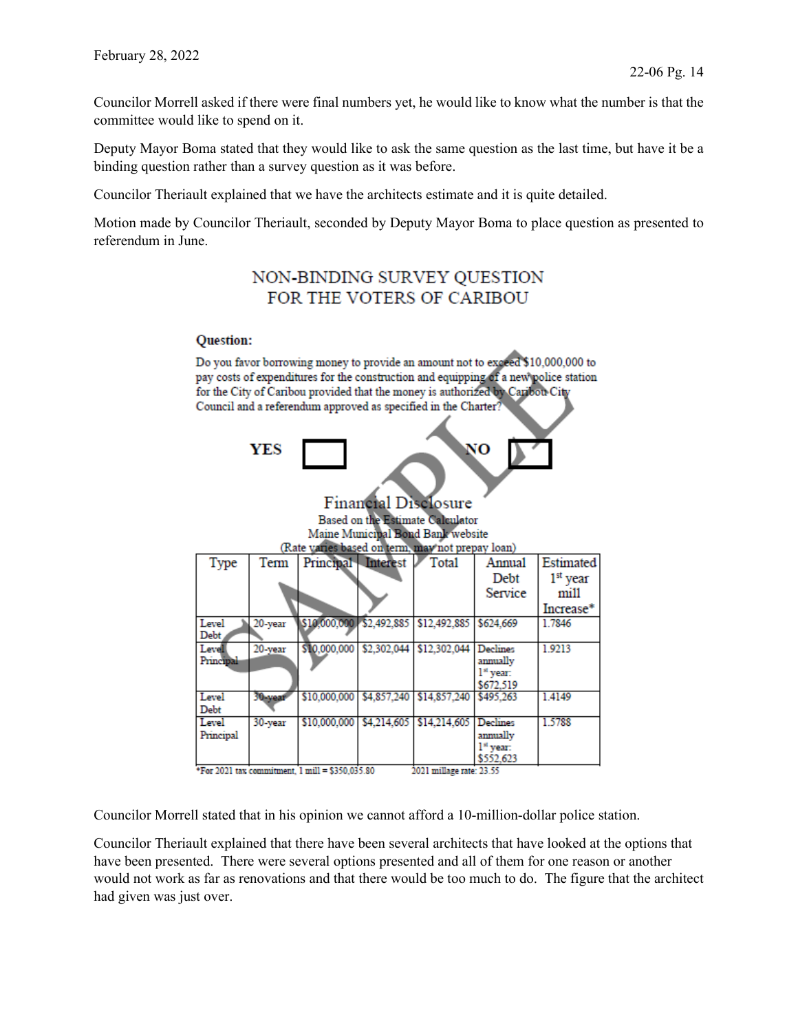Councilor Morrell asked if there were final numbers yet, he would like to know what the number is that the committee would like to spend on it.

Deputy Mayor Boma stated that they would like to ask the same question as the last time, but have it be a binding question rather than a survey question as it was before.

Councilor Theriault explained that we have the architects estimate and it is quite detailed.

Motion made by Councilor Theriault, seconded by Deputy Mayor Boma to place question as presented to referendum in June.

## NON-BINDING SURVEY QUESTION FOR THE VOTERS OF CARIBOU

**Question:**

Do you favor borrowing money to provide an amount not to exceed $10,000,000 to pay costs of expenditures for the construction and equipping of a new police station for the City of Caribou provided that the money is authorized by Caribou City Council and a referendum approved as specified in the Charter?

**YES** ☐ **NO** ☐

SAMPLE

### Financial Disclosure

Based on the Estimate Calculator
Maine Municipal Bond Bank website
(Rate varies based on term, may not prepay loan)

| Type | Term | Principal | Interest | Total | Annual Debt Service | Estimated 1st year mill Increase* |
|---|---|---|---|---|---|---|
| Level Debt | 20-year | $10,000,000 | $2,492,885 | $12,492,885 | $624,669 | 1.7846 |
| Level Principal | 20-year | $10,000,000 | $2,302,044 | $12,302,044 | Declines annually 1st year: $672,519 | 1.9213 |
| Level Debt | 30-year | $10,000,000 | $4,857,240 | $14,857,240 | $495,263 | 1.4149 |
| Level Principal | 30-year | $10,000,000 | $4,214,605 | $14,214,605 | Declines annually 1st year: $552,623 | 1.5788 |

*For 2021 tax commitment, 1 mill = $350,035.80 2021 millage rate: 23.55

Councilor Morrell stated that in his opinion we cannot afford a 10-million-dollar police station.

Councilor Theriault explained that there have been several architects that have looked at the options that have been presented. There were several options presented and all of them for one reason or another would not work as far as renovations and that there would be too much to do. The figure that the architect had given was just over.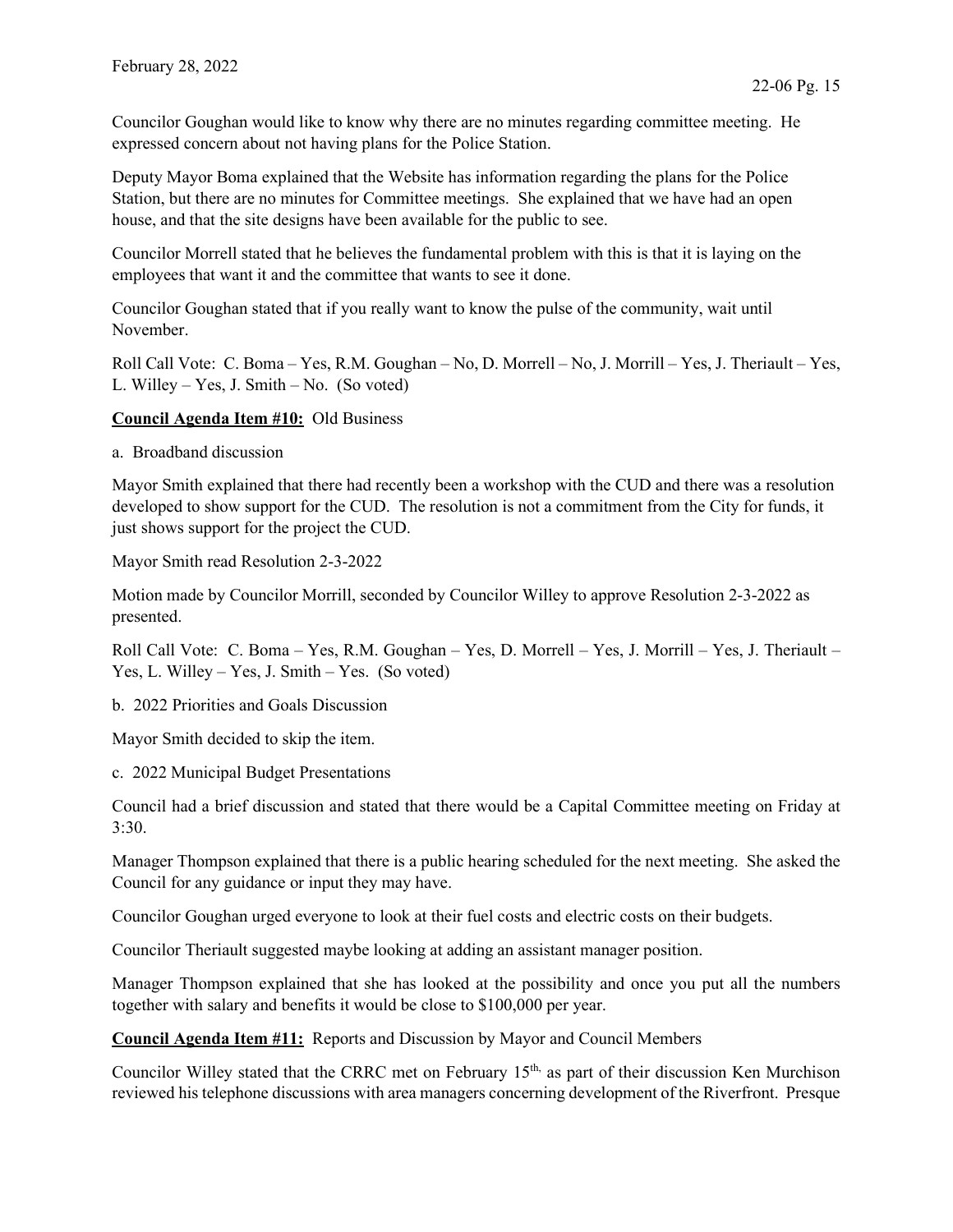Councilor Goughan would like to know why there are no minutes regarding committee meeting. He expressed concern about not having plans for the Police Station.

Deputy Mayor Boma explained that the Website has information regarding the plans for the Police Station, but there are no minutes for Committee meetings. She explained that we have had an open house, and that the site designs have been available for the public to see.

Councilor Morrell stated that he believes the fundamental problem with this is that it is laying on the employees that want it and the committee that wants to see it done.

Councilor Goughan stated that if you really want to know the pulse of the community, wait until November.

Roll Call Vote: C. Boma – Yes, R.M. Goughan – No, D. Morrell – No, J. Morrill – Yes, J. Theriault – Yes, L. Willey – Yes, J. Smith – No. (So voted)

**Council Agenda Item #10:** Old Business

a. Broadband discussion

Mayor Smith explained that there had recently been a workshop with the CUD and there was a resolution developed to show support for the CUD. The resolution is not a commitment from the City for funds, it just shows support for the project the CUD.

Mayor Smith read Resolution 2-3-2022

Motion made by Councilor Morrill, seconded by Councilor Willey to approve Resolution 2-3-2022 as presented.

Roll Call Vote: C. Boma – Yes, R.M. Goughan – Yes, D. Morrell – Yes, J. Morrill – Yes, J. Theriault – Yes, L. Willey – Yes, J. Smith – Yes. (So voted)

b. 2022 Priorities and Goals Discussion

Mayor Smith decided to skip the item.

c. 2022 Municipal Budget Presentations

Council had a brief discussion and stated that there would be a Capital Committee meeting on Friday at 3:30.

Manager Thompson explained that there is a public hearing scheduled for the next meeting. She asked the Council for any guidance or input they may have.

Councilor Goughan urged everyone to look at their fuel costs and electric costs on their budgets.

Councilor Theriault suggested maybe looking at adding an assistant manager position.

Manager Thompson explained that she has looked at the possibility and once you put all the numbers together with salary and benefits it would be close to $100,000 per year.

**Council Agenda Item #11:** Reports and Discussion by Mayor and Council Members

Councilor Willey stated that the CRRC met on February 15th, as part of their discussion Ken Murchison reviewed his telephone discussions with area managers concerning development of the Riverfront. Presque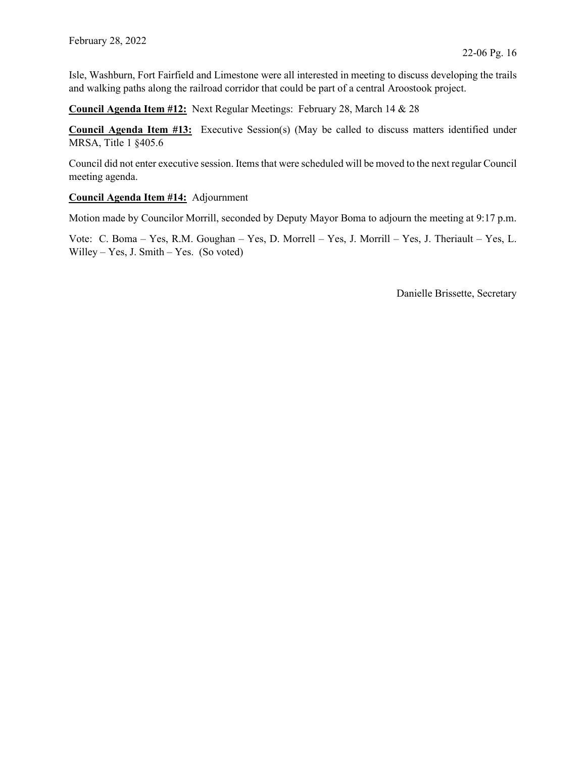Isle, Washburn, Fort Fairfield and Limestone were all interested in meeting to discuss developing the trails and walking paths along the railroad corridor that could be part of a central Aroostook project.

**Council Agenda Item #12:** Next Regular Meetings: February 28, March 14 & 28

**Council Agenda Item #13:** Executive Session(s) (May be called to discuss matters identified under MRSA, Title 1 §405.6

Council did not enter executive session. Items that were scheduled will be moved to the next regular Council meeting agenda.

**Council Agenda Item #14:** Adjournment

Motion made by Councilor Morrill, seconded by Deputy Mayor Boma to adjourn the meeting at 9:17 p.m.

Vote: C. Boma – Yes, R.M. Goughan – Yes, D. Morrell – Yes, J. Morrill – Yes, J. Theriault – Yes, L. Willey – Yes, J. Smith – Yes. (So voted)

Danielle Brissette, Secretary